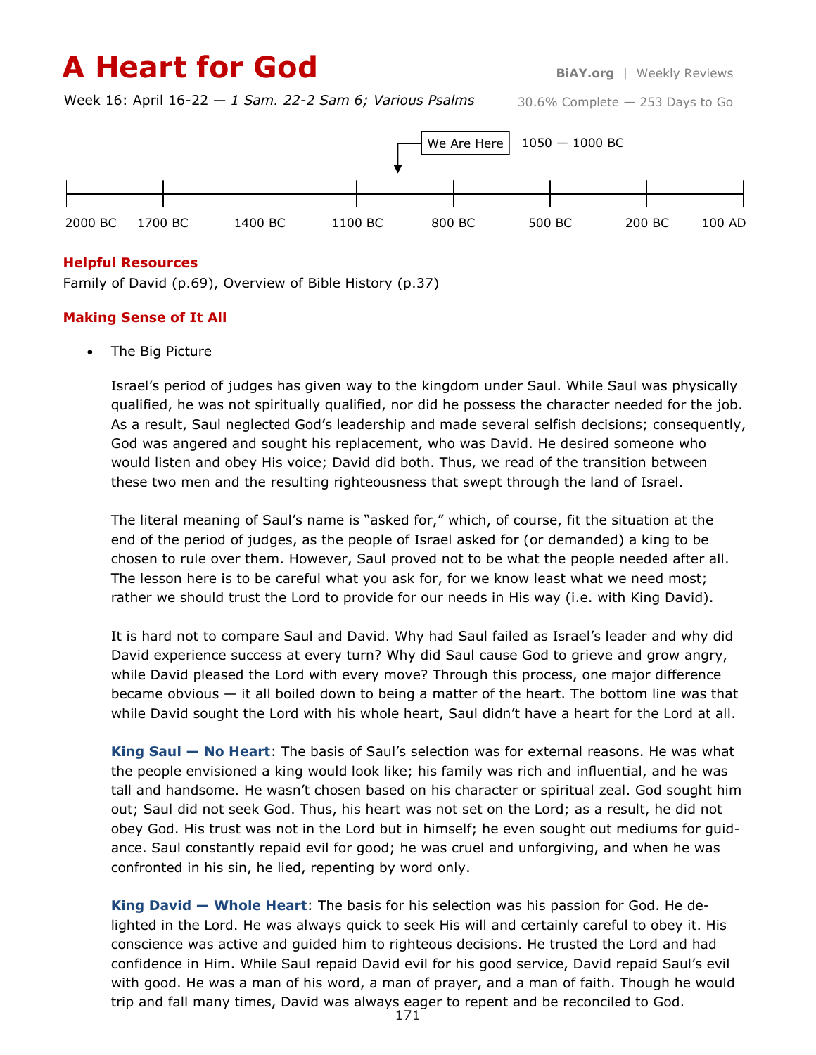# A Heart for God

**BiAY.org** | Weekly Reviews

Week 16: April 16-22 — *1 Sam. 22-2 Sam 6; Various Psalms*

30.6% Complete — 253 Days to Go

We Are Here — 1050 — 1000 BC

2000 BC | 1700 BC | 1400 BC | 1100 BC | 800 BC | 500 BC | 200 BC | 100 AD

## Helpful Resources

Family of David (p.69), Overview of Bible History (p.37)

## Making Sense of It All

- The Big Picture

  Israel's period of judges has given way to the kingdom under Saul. While Saul was physically qualified, he was not spiritually qualified, nor did he possess the character needed for the job. As a result, Saul neglected God's leadership and made several selfish decisions; consequently, God was angered and sought his replacement, who was David. He desired someone who would listen and obey His voice; David did both. Thus, we read of the transition between these two men and the resulting righteousness that swept through the land of Israel.

  The literal meaning of Saul's name is "asked for," which, of course, fit the situation at the end of the period of judges, as the people of Israel asked for (or demanded) a king to be chosen to rule over them. However, Saul proved not to be what the people needed after all. The lesson here is to be careful what you ask for, for we know least what we need most; rather we should trust the Lord to provide for our needs in His way (i.e. with King David).

  It is hard not to compare Saul and David. Why had Saul failed as Israel's leader and why did David experience success at every turn? Why did Saul cause God to grieve and grow angry, while David pleased the Lord with every move? Through this process, one major difference became obvious — it all boiled down to being a matter of the heart. The bottom line was that while David sought the Lord with his whole heart, Saul didn't have a heart for the Lord at all.

  **King Saul — No Heart**: The basis of Saul's selection was for external reasons. He was what the people envisioned a king would look like; his family was rich and influential, and he was tall and handsome. He wasn't chosen based on his character or spiritual zeal. God sought him out; Saul did not seek God. Thus, his heart was not set on the Lord; as a result, he did not obey God. His trust was not in the Lord but in himself; he even sought out mediums for guidance. Saul constantly repaid evil for good; he was cruel and unforgiving, and when he was confronted in his sin, he lied, repenting by word only.

  **King David — Whole Heart**: The basis for his selection was his passion for God. He delighted in the Lord. He was always quick to seek His will and certainly careful to obey it. His conscience was active and guided him to righteous decisions. He trusted the Lord and had confidence in Him. While Saul repaid David evil for his good service, David repaid Saul's evil with good. He was a man of his word, a man of prayer, and a man of faith. Though he would trip and fall many times, David was always eager to repent and be reconciled to God.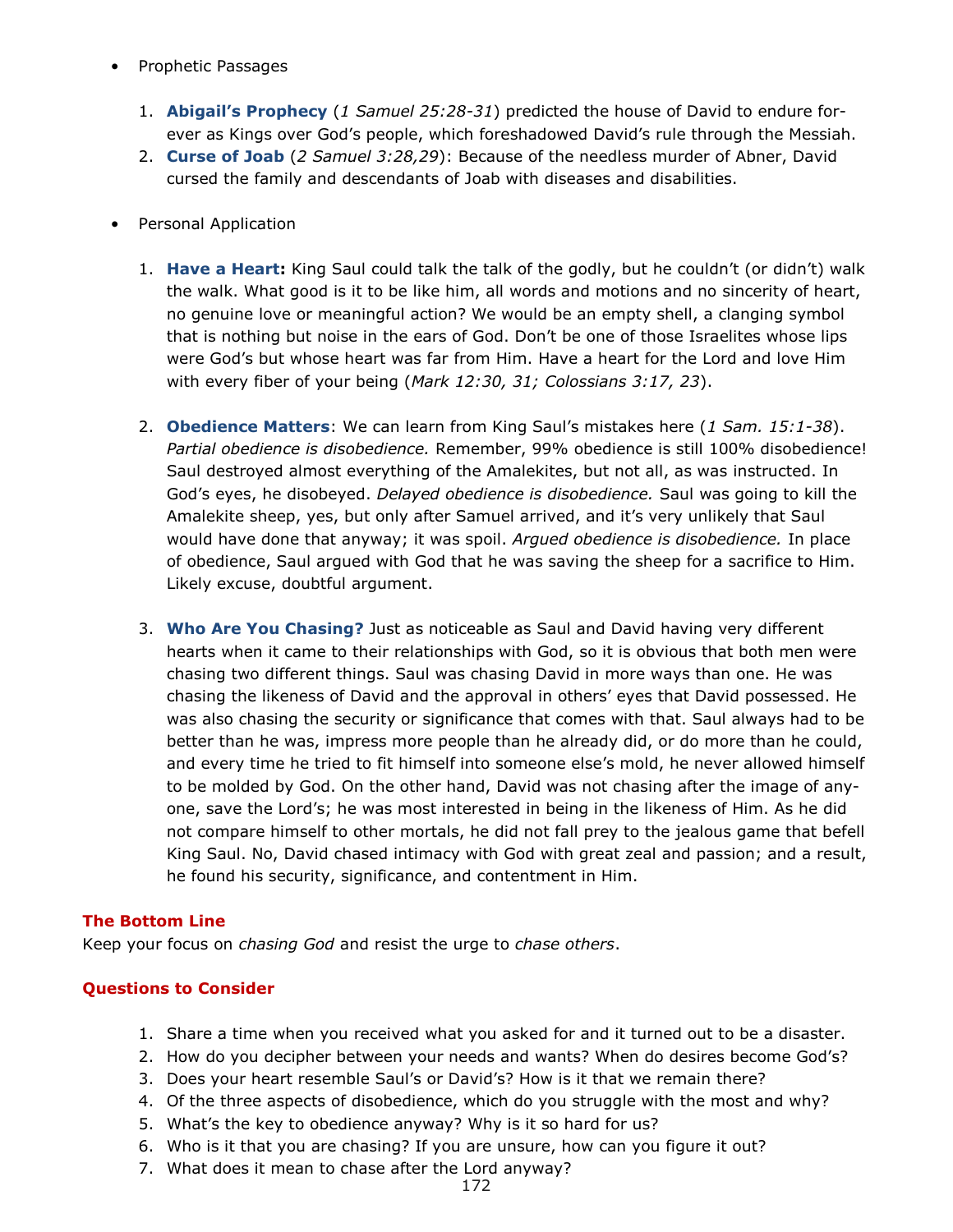- Prophetic Passages

    1. **Abigail's Prophecy** (*1 Samuel 25:28-31*) predicted the house of David to endure forever as Kings over God's people, which foreshadowed David's rule through the Messiah.
    2. **Curse of Joab** (*2 Samuel 3:28,29*): Because of the needless murder of Abner, David cursed the family and descendants of Joab with diseases and disabilities.

- Personal Application

    1. **Have a Heart:** King Saul could talk the talk of the godly, but he couldn't (or didn't) walk the walk. What good is it to be like him, all words and motions and no sincerity of heart, no genuine love or meaningful action? We would be an empty shell, a clanging symbol that is nothing but noise in the ears of God. Don't be one of those Israelites whose lips were God's but whose heart was far from Him. Have a heart for the Lord and love Him with every fiber of your being (*Mark 12:30, 31; Colossians 3:17, 23*).

    2. **Obedience Matters**: We can learn from King Saul's mistakes here (*1 Sam. 15:1-38*). *Partial obedience is disobedience.* Remember, 99% obedience is still 100% disobedience! Saul destroyed almost everything of the Amalekites, but not all, as was instructed. In God's eyes, he disobeyed. *Delayed obedience is disobedience.* Saul was going to kill the Amalekite sheep, yes, but only after Samuel arrived, and it's very unlikely that Saul would have done that anyway; it was spoil. *Argued obedience is disobedience.* In place of obedience, Saul argued with God that he was saving the sheep for a sacrifice to Him. Likely excuse, doubtful argument.

    3. **Who Are You Chasing?** Just as noticeable as Saul and David having very different hearts when it came to their relationships with God, so it is obvious that both men were chasing two different things. Saul was chasing David in more ways than one. He was chasing the likeness of David and the approval in others' eyes that David possessed. He was also chasing the security or significance that comes with that. Saul always had to be better than he was, impress more people than he already did, or do more than he could, and every time he tried to fit himself into someone else's mold, he never allowed himself to be molded by God. On the other hand, David was not chasing after the image of anyone, save the Lord's; he was most interested in being in the likeness of Him. As he did not compare himself to other mortals, he did not fall prey to the jealous game that befell King Saul. No, David chased intimacy with God with great zeal and passion; and a result, he found his security, significance, and contentment in Him.

## The Bottom Line

Keep your focus on *chasing God* and resist the urge to *chase others*.

## Questions to Consider

1. Share a time when you received what you asked for and it turned out to be a disaster.
2. How do you decipher between your needs and wants? When do desires become God's?
3. Does your heart resemble Saul's or David's? How is it that we remain there?
4. Of the three aspects of disobedience, which do you struggle with the most and why?
5. What's the key to obedience anyway? Why is it so hard for us?
6. Who is it that you are chasing? If you are unsure, how can you figure it out?
7. What does it mean to chase after the Lord anyway?